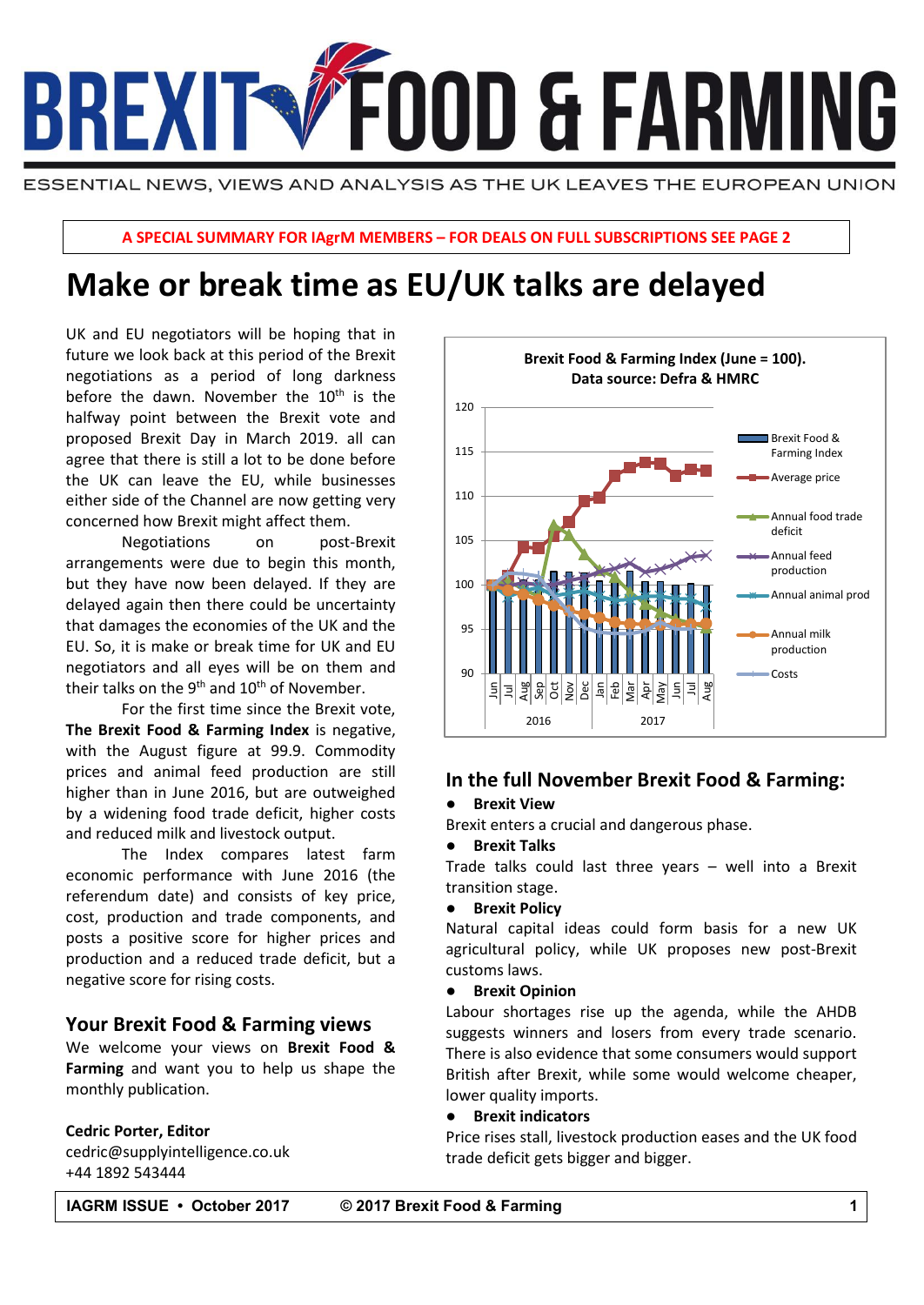# BREXIT FOOD & FARMING

ESSENTIAL NEWS, VIEWS AND ANALYSIS AS THE UK LEAVES THE EUROPEAN UNION

**A SPECIAL SUMMARY FOR IAgrM MEMBERS – FOR DEALS ON FULL SUBSCRIPTIONS SEE PAGE 2**

# Make or break time as EU/UK talks are delayed

UK and EU negotiators will be hoping that in future we look back at this period of the Brexit negotiations as a period of long darkness before the dawn. November the 10th is the halfway point between the Brexit vote and proposed Brexit Day in March 2019. all can agree that there is still a lot to be done before the UK can leave the EU, while businesses either side of the Channel are now getting very concerned how Brexit might affect them.

Negotiations on post-Brexit arrangements were due to begin this month, but they have now been delayed. If they are delayed again then there could be uncertainty that damages the economies of the UK and the EU. So, it is make or break time for UK and EU negotiators and all eyes will be on them and their talks on the 9th and 10th of November.

For the first time since the Brexit vote, **The Brexit Food & Farming Index** is negative, with the August figure at 99.9. Commodity prices and animal feed production are still higher than in June 2016, but are outweighed by a widening food trade deficit, higher costs and reduced milk and livestock output.

The Index compares latest farm economic performance with June 2016 (the referendum date) and consists of key price, cost, production and trade components, and posts a positive score for higher prices and production and a reduced trade deficit, but a negative score for rising costs.

**Brexit Food & Farming Index (June = 100). Data source: Defra & HMRC**

Series: Brexit Food & Farming Index; Average price; Annual food trade deficit; Annual feed production; Annual animal prod; Annual milk production; Costs. Months: Jun 2016 – Aug 2017.

## Your Brexit Food & Farming views

We welcome your views on **Brexit Food & Farming** and want you to help us shape the monthly publication.

**Cedric Porter, Editor**
cedric@supplyintelligence.co.uk
+44 1892 543444

## In the full November Brexit Food & Farming:

- **Brexit View**

Brexit enters a crucial and dangerous phase.

- **Brexit Talks**

Trade talks could last three years – well into a Brexit transition stage.

- **Brexit Policy**

Natural capital ideas could form basis for a new UK agricultural policy, while UK proposes new post-Brexit customs laws.

- **Brexit Opinion**

Labour shortages rise up the agenda, while the AHDB suggests winners and losers from every trade scenario. There is also evidence that some consumers would support British after Brexit, while some would welcome cheaper, lower quality imports.

- **Brexit Indicators**

Price rises stall, livestock production eases and the UK food trade deficit gets bigger and bigger.

IAGRM ISSUE • October 2017 © 2017 Brexit Food & Farming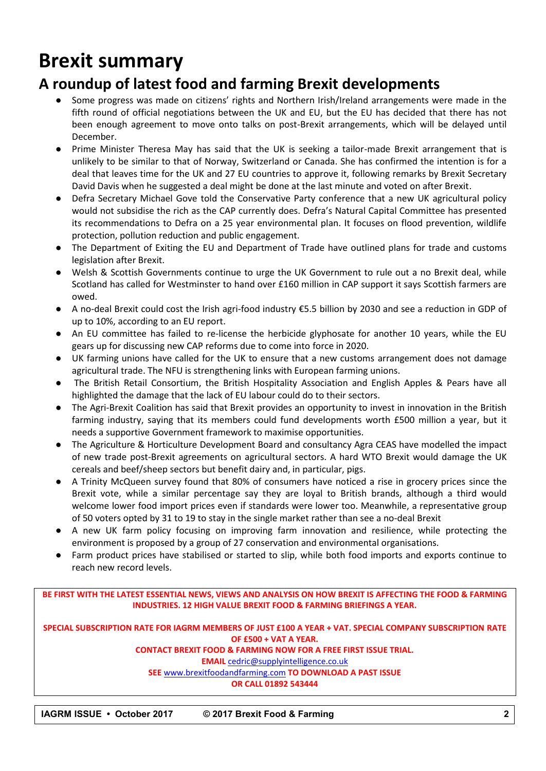# Brexit summary

## A roundup of latest food and farming Brexit developments

- Some progress was made on citizens' rights and Northern Irish/Ireland arrangements were made in the fifth round of official negotiations between the UK and EU, but the EU has decided that there has not been enough agreement to move onto talks on post-Brexit arrangements, which will be delayed until December.
- Prime Minister Theresa May has said that the UK is seeking a tailor-made Brexit arrangement that is unlikely to be similar to that of Norway, Switzerland or Canada. She has confirmed the intention is for a deal that leaves time for the UK and 27 EU countries to approve it, following remarks by Brexit Secretary David Davis when he suggested a deal might be done at the last minute and voted on after Brexit.
- Defra Secretary Michael Gove told the Conservative Party conference that a new UK agricultural policy would not subsidise the rich as the CAP currently does. Defra's Natural Capital Committee has presented its recommendations to Defra on a 25 year environmental plan. It focuses on flood prevention, wildlife protection, pollution reduction and public engagement.
- The Department of Exiting the EU and Department of Trade have outlined plans for trade and customs legislation after Brexit.
- Welsh & Scottish Governments continue to urge the UK Government to rule out a no Brexit deal, while Scotland has called for Westminster to hand over £160 million in CAP support it says Scottish farmers are owed.
- A no-deal Brexit could cost the Irish agri-food industry €5.5 billion by 2030 and see a reduction in GDP of up to 10%, according to an EU report.
- An EU committee has failed to re-license the herbicide glyphosate for another 10 years, while the EU gears up for discussing new CAP reforms due to come into force in 2020.
- UK farming unions have called for the UK to ensure that a new customs arrangement does not damage agricultural trade. The NFU is strengthening links with European farming unions.
- The British Retail Consortium, the British Hospitality Association and English Apples & Pears have all highlighted the damage that the lack of EU labour could do to their sectors.
- The Agri-Brexit Coalition has said that Brexit provides an opportunity to invest in innovation in the British farming industry, saying that its members could fund developments worth £500 million a year, but it needs a supportive Government framework to maximise opportunities.
- The Agriculture & Horticulture Development Board and consultancy Agra CEAS have modelled the impact of new trade post-Brexit agreements on agricultural sectors. A hard WTO Brexit would damage the UK cereals and beef/sheep sectors but benefit dairy and, in particular, pigs.
- A Trinity McQueen survey found that 80% of consumers have noticed a rise in grocery prices since the Brexit vote, while a similar percentage say they are loyal to British brands, although a third would welcome lower food import prices even if standards were lower too. Meanwhile, a representative group of 50 voters opted by 31 to 19 to stay in the single market rather than see a no-deal Brexit
- A new UK farm policy focusing on improving farm innovation and resilience, while protecting the environment is proposed by a group of 27 conservation and environmental organisations.
- Farm product prices have stabilised or started to slip, while both food imports and exports continue to reach new record levels.

**BE FIRST WITH THE LATEST ESSENTIAL NEWS, VIEWS AND ANALYSIS ON HOW BREXIT IS AFFECTING THE FOOD & FARMING INDUSTRIES. 12 HIGH VALUE BREXIT FOOD & FARMING BRIEFINGS A YEAR.**

**SPECIAL SUBSCRIPTION RATE FOR IAGRM MEMBERS OF JUST £100 A YEAR + VAT. SPECIAL COMPANY SUBSCRIPTION RATE OF £500 + VAT A YEAR.**
**CONTACT BREXIT FOOD & FARMING NOW FOR A FREE FIRST ISSUE TRIAL.**
**EMAIL** cedric@supplyintelligence.co.uk
**SEE** www.brexitfoodandfarming.com **TO DOWNLOAD A PAST ISSUE**
**OR CALL 01892 543444**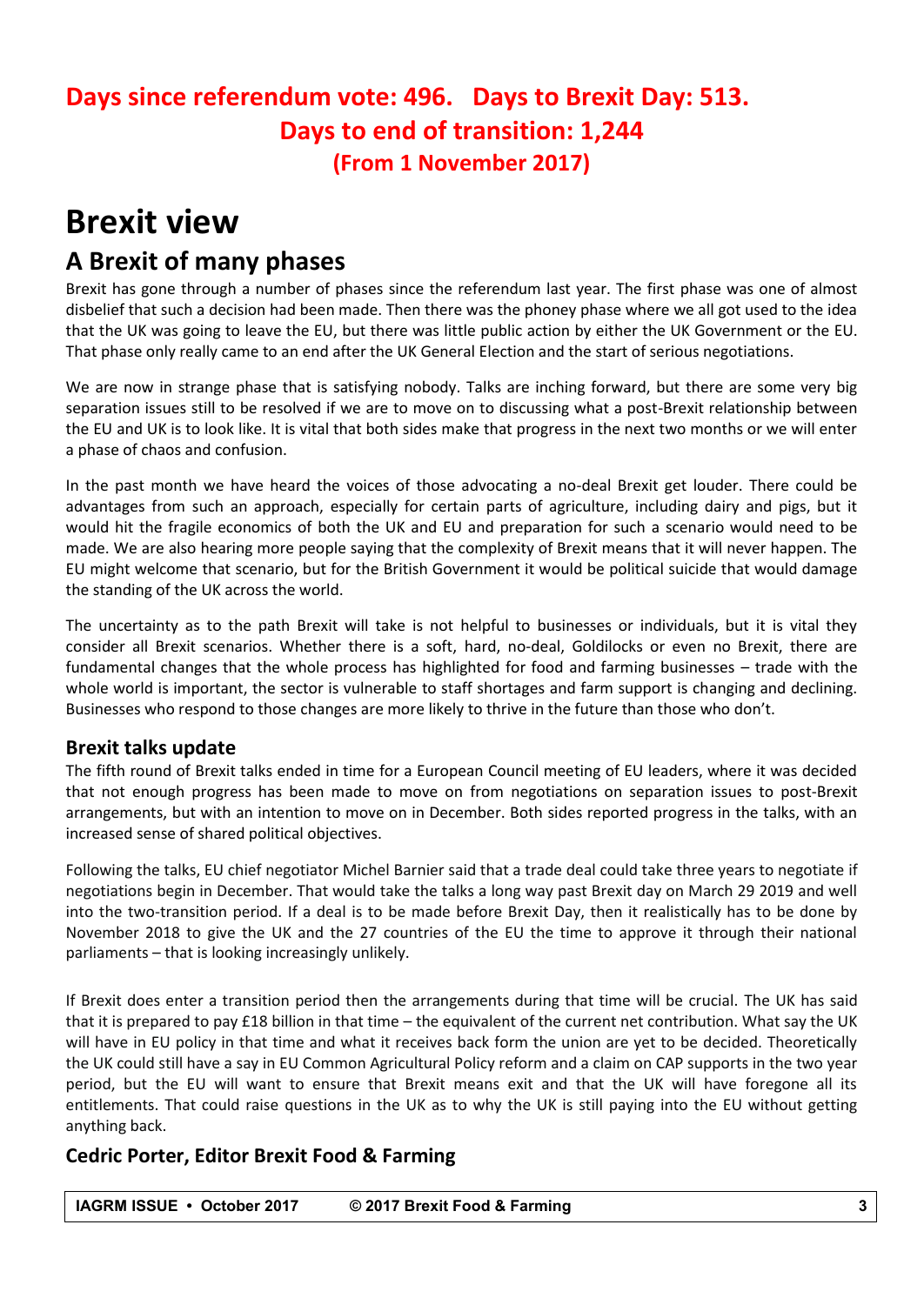**Days since referendum vote: 496. Days to Brexit Day: 513.**
**Days to end of transition: 1,244**
**(From 1 November 2017)**

# Brexit view

## A Brexit of many phases

Brexit has gone through a number of phases since the referendum last year. The first phase was one of almost disbelief that such a decision had been made. Then there was the phoney phase where we all got used to the idea that the UK was going to leave the EU, but there was little public action by either the UK Government or the EU. That phase only really came to an end after the UK General Election and the start of serious negotiations.

We are now in strange phase that is satisfying nobody. Talks are inching forward, but there are some very big separation issues still to be resolved if we are to move on to discussing what a post-Brexit relationship between the EU and UK is to look like. It is vital that both sides make that progress in the next two months or we will enter a phase of chaos and confusion.

In the past month we have heard the voices of those advocating a no-deal Brexit get louder. There could be advantages from such an approach, especially for certain parts of agriculture, including dairy and pigs, but it would hit the fragile economics of both the UK and EU and preparation for such a scenario would need to be made. We are also hearing more people saying that the complexity of Brexit means that it will never happen. The EU might welcome that scenario, but for the British Government it would be political suicide that would damage the standing of the UK across the world.

The uncertainty as to the path Brexit will take is not helpful to businesses or individuals, but it is vital they consider all Brexit scenarios. Whether there is a soft, hard, no-deal, Goldilocks or even no Brexit, there are fundamental changes that the whole process has highlighted for food and farming businesses – trade with the whole world is important, the sector is vulnerable to staff shortages and farm support is changing and declining. Businesses who respond to those changes are more likely to thrive in the future than those who don't.

### Brexit talks update

The fifth round of Brexit talks ended in time for a European Council meeting of EU leaders, where it was decided that not enough progress has been made to move on from negotiations on separation issues to post-Brexit arrangements, but with an intention to move on in December. Both sides reported progress in the talks, with an increased sense of shared political objectives.

Following the talks, EU chief negotiator Michel Barnier said that a trade deal could take three years to negotiate if negotiations begin in December. That would take the talks a long way past Brexit day on March 29 2019 and well into the two-transition period. If a deal is to be made before Brexit Day, then it realistically has to be done by November 2018 to give the UK and the 27 countries of the EU the time to approve it through their national parliaments – that is looking increasingly unlikely.

If Brexit does enter a transition period then the arrangements during that time will be crucial. The UK has said that it is prepared to pay £18 billion in that time – the equivalent of the current net contribution. What say the UK will have in EU policy in that time and what it receives back form the union are yet to be decided. Theoretically the UK could still have a say in EU Common Agricultural Policy reform and a claim on CAP supports in the two year period, but the EU will want to ensure that Brexit means exit and that the UK will have foregone all its entitlements. That could raise questions in the UK as to why the UK is still paying into the EU without getting anything back.

### Cedric Porter, Editor Brexit Food & Farming